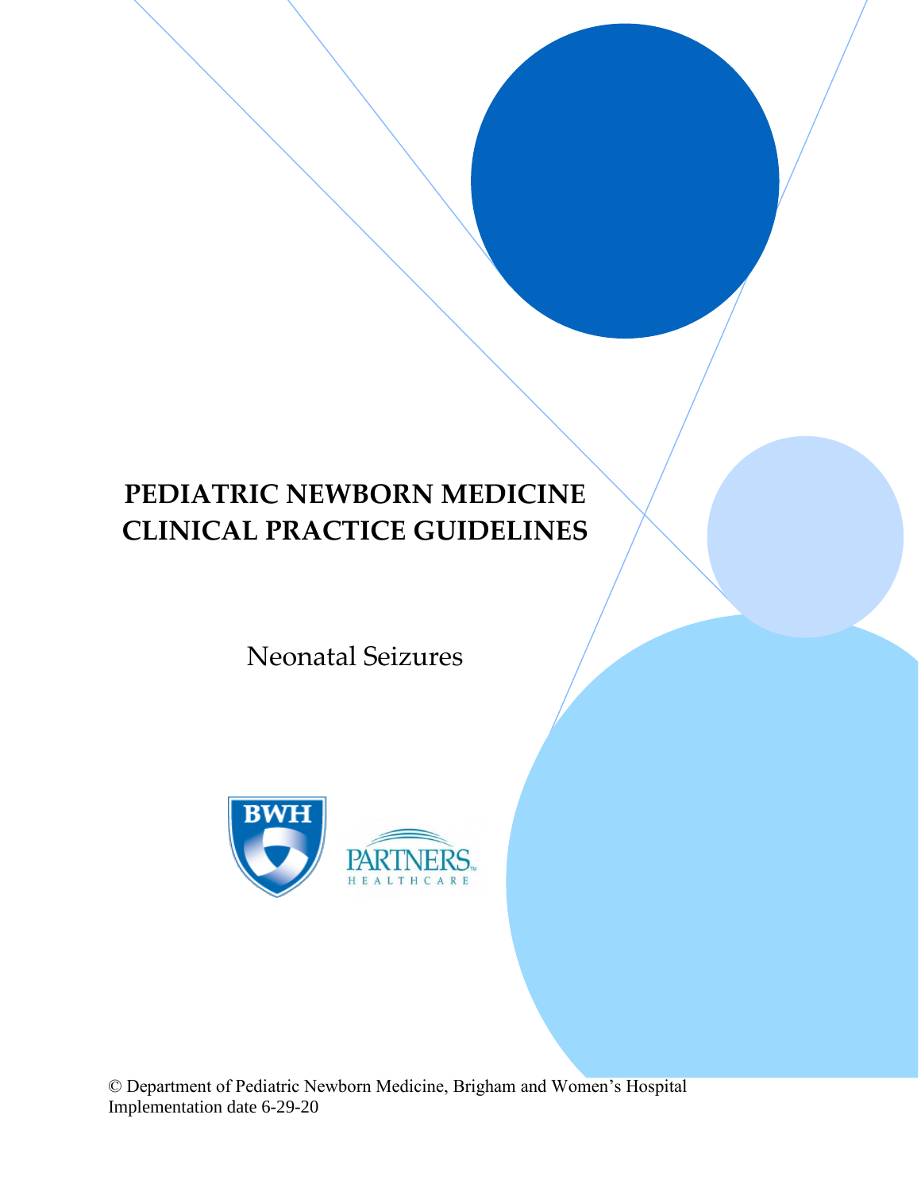# PEDIATRIC NEWBORN MEDICINE CLINICAL PRACTICE GUIDELINES

Neonatal Seizures

© Department of Pediatric Newborn Medicine, Brigham and Women's Hospital
Implementation date 6-29-20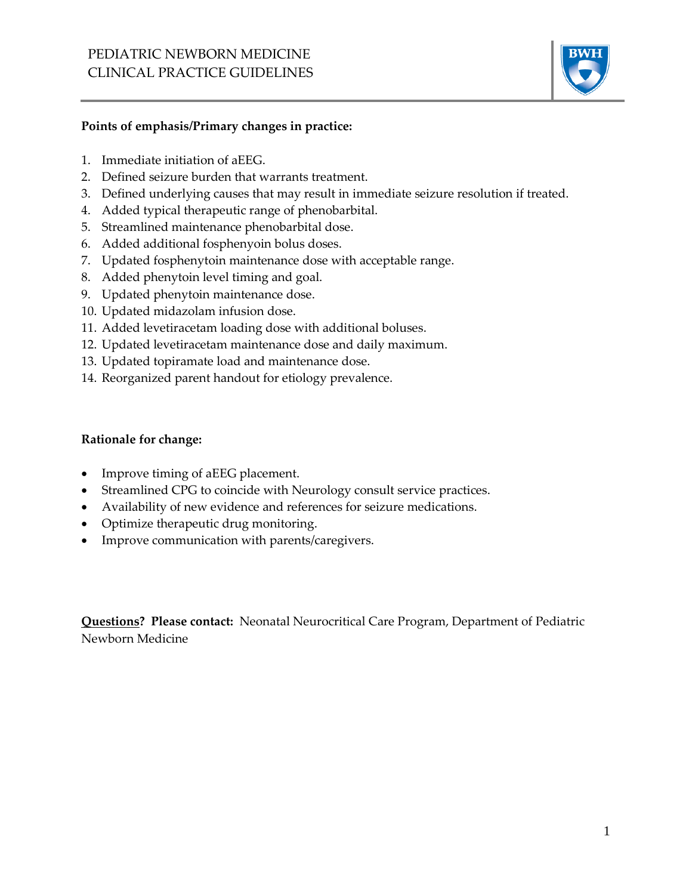**Points of emphasis/Primary changes in practice:**

1. Immediate initiation of aEEG.
2. Defined seizure burden that warrants treatment.
3. Defined underlying causes that may result in immediate seizure resolution if treated.
4. Added typical therapeutic range of phenobarbital.
5. Streamlined maintenance phenobarbital dose.
6. Added additional fosphenyoin bolus doses.
7. Updated fosphenytoin maintenance dose with acceptable range.
8. Added phenytoin level timing and goal.
9. Updated phenytoin maintenance dose.
10. Updated midazolam infusion dose.
11. Added levetiracetam loading dose with additional boluses.
12. Updated levetiracetam maintenance dose and daily maximum.
13. Updated topiramate load and maintenance dose.
14. Reorganized parent handout for etiology prevalence.

**Rationale for change:**

- Improve timing of aEEG placement.
- Streamlined CPG to coincide with Neurology consult service practices.
- Availability of new evidence and references for seizure medications.
- Optimize therapeutic drug monitoring.
- Improve communication with parents/caregivers.

**Questions? Please contact:** Neonatal Neurocritical Care Program, Department of Pediatric Newborn Medicine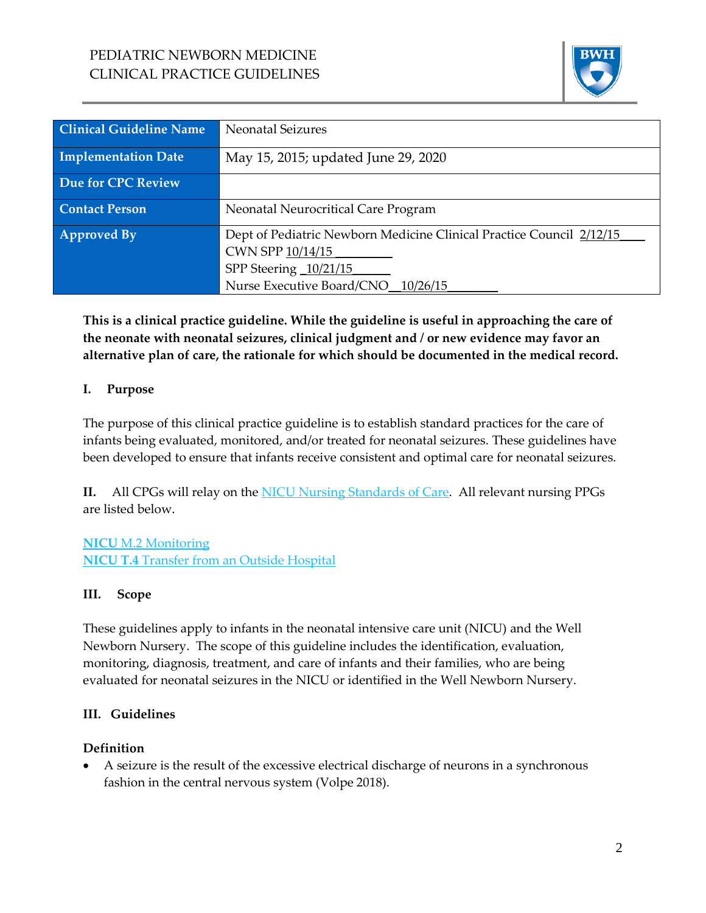PEDIATRIC NEWBORN MEDICINE
CLINICAL PRACTICE GUIDELINES

| Clinical Guideline Name | Neonatal Seizures |
| --- | --- |
| Implementation Date | May 15, 2015; updated June 29, 2020 |
| Due for CPC Review | |
| Contact Person | Neonatal Neurocritical Care Program |
| Approved By | Dept of Pediatric Newborn Medicine Clinical Practice Council 2/12/15<br>CWN SPP 10/14/15<br>SPP Steering 10/21/15<br>Nurse Executive Board/CNO 10/26/15 |

**This is a clinical practice guideline. While the guideline is useful in approaching the care of the neonate with neonatal seizures, clinical judgment and / or new evidence may favor an alternative plan of care, the rationale for which should be documented in the medical record.**

## I. Purpose

The purpose of this clinical practice guideline is to establish standard practices for the care of infants being evaluated, monitored, and/or treated for neonatal seizures. These guidelines have been developed to ensure that infants receive consistent and optimal care for neonatal seizures.

**II.** All CPGs will relay on the NICU Nursing Standards of Care. All relevant nursing PPGs are listed below.

**NICU** M.2 Monitoring
**NICU T.4** Transfer from an Outside Hospital

## III. Scope

These guidelines apply to infants in the neonatal intensive care unit (NICU) and the Well Newborn Nursery. The scope of this guideline includes the identification, evaluation, monitoring, diagnosis, treatment, and care of infants and their families, who are being evaluated for neonatal seizures in the NICU or identified in the Well Newborn Nursery.

## III. Guidelines

### Definition

- A seizure is the result of the excessive electrical discharge of neurons in a synchronous fashion in the central nervous system (Volpe 2018).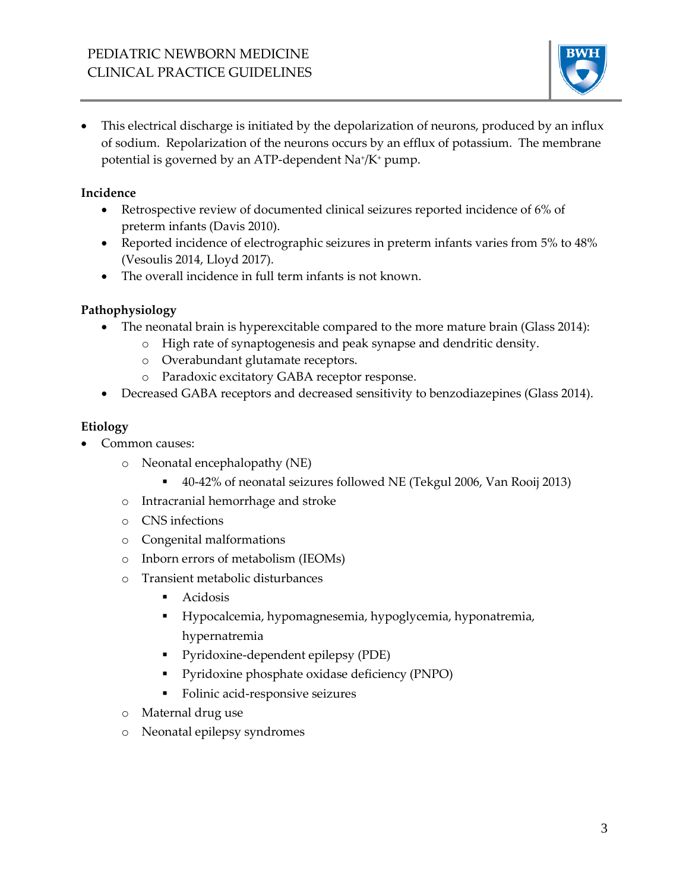- This electrical discharge is initiated by the depolarization of neurons, produced by an influx of sodium. Repolarization of the neurons occurs by an efflux of potassium. The membrane potential is governed by an ATP-dependent $Na^+/K^+$ pump.

**Incidence**

- Retrospective review of documented clinical seizures reported incidence of 6% of preterm infants (Davis 2010).
- Reported incidence of electrographic seizures in preterm infants varies from 5% to 48% (Vesoulis 2014, Lloyd 2017).
- The overall incidence in full term infants is not known.

**Pathophysiology**

- The neonatal brain is hyperexcitable compared to the more mature brain (Glass 2014):
  - High rate of synaptogenesis and peak synapse and dendritic density.
  - Overabundant glutamate receptors.
  - Paradoxic excitatory GABA receptor response.
- Decreased GABA receptors and decreased sensitivity to benzodiazepines (Glass 2014).

**Etiology**

- Common causes:
  - Neonatal encephalopathy (NE)
    - 40-42% of neonatal seizures followed NE (Tekgul 2006, Van Rooij 2013)
  - Intracranial hemorrhage and stroke
  - CNS infections
  - Congenital malformations
  - Inborn errors of metabolism (IEOMs)
  - Transient metabolic disturbances
    - Acidosis
    - Hypocalcemia, hypomagnesemia, hypoglycemia, hyponatremia, hypernatremia
    - Pyridoxine-dependent epilepsy (PDE)
    - Pyridoxine phosphate oxidase deficiency (PNPO)
    - Folinic acid-responsive seizures
  - Maternal drug use
  - Neonatal epilepsy syndromes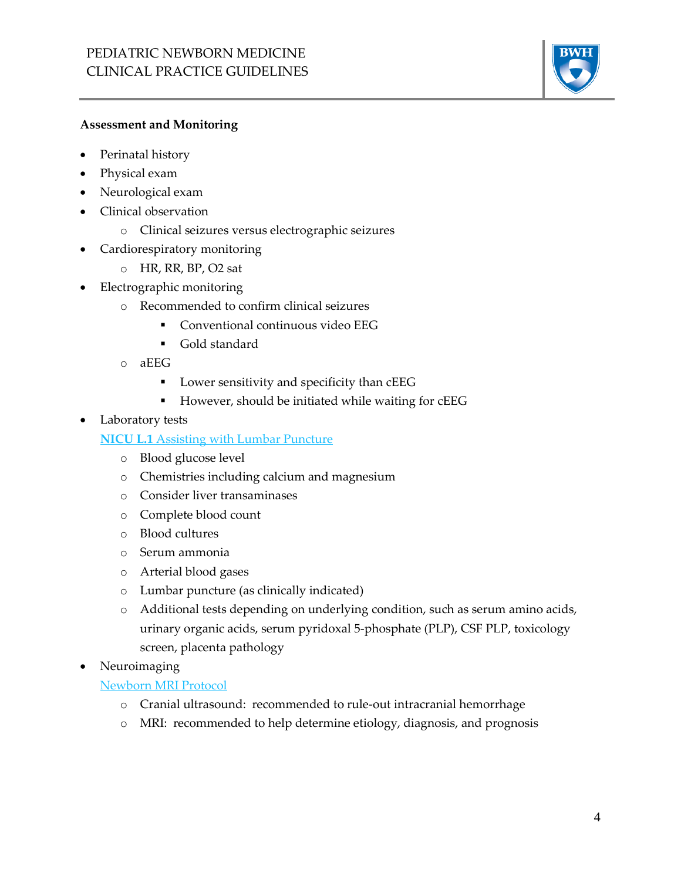**Assessment and Monitoring**

- Perinatal history
- Physical exam
- Neurological exam
- Clinical observation
  - Clinical seizures versus electrographic seizures
- Cardiorespiratory monitoring
  - HR, RR, BP, O2 sat
- Electrographic monitoring
  - Recommended to confirm clinical seizures
    - Conventional continuous video EEG
    - Gold standard
  - aEEG
    - Lower sensitivity and specificity than cEEG
    - However, should be initiated while waiting for cEEG
- Laboratory tests

  **NICU L.1** Assisting with Lumbar Puncture
  - Blood glucose level
  - Chemistries including calcium and magnesium
  - Consider liver transaminases
  - Complete blood count
  - Blood cultures
  - Serum ammonia
  - Arterial blood gases
  - Lumbar puncture (as clinically indicated)
  - Additional tests depending on underlying condition, such as serum amino acids, urinary organic acids, serum pyridoxal 5-phosphate (PLP), CSF PLP, toxicology screen, placenta pathology
- Neuroimaging

  Newborn MRI Protocol
  - Cranial ultrasound: recommended to rule-out intracranial hemorrhage
  - MRI: recommended to help determine etiology, diagnosis, and prognosis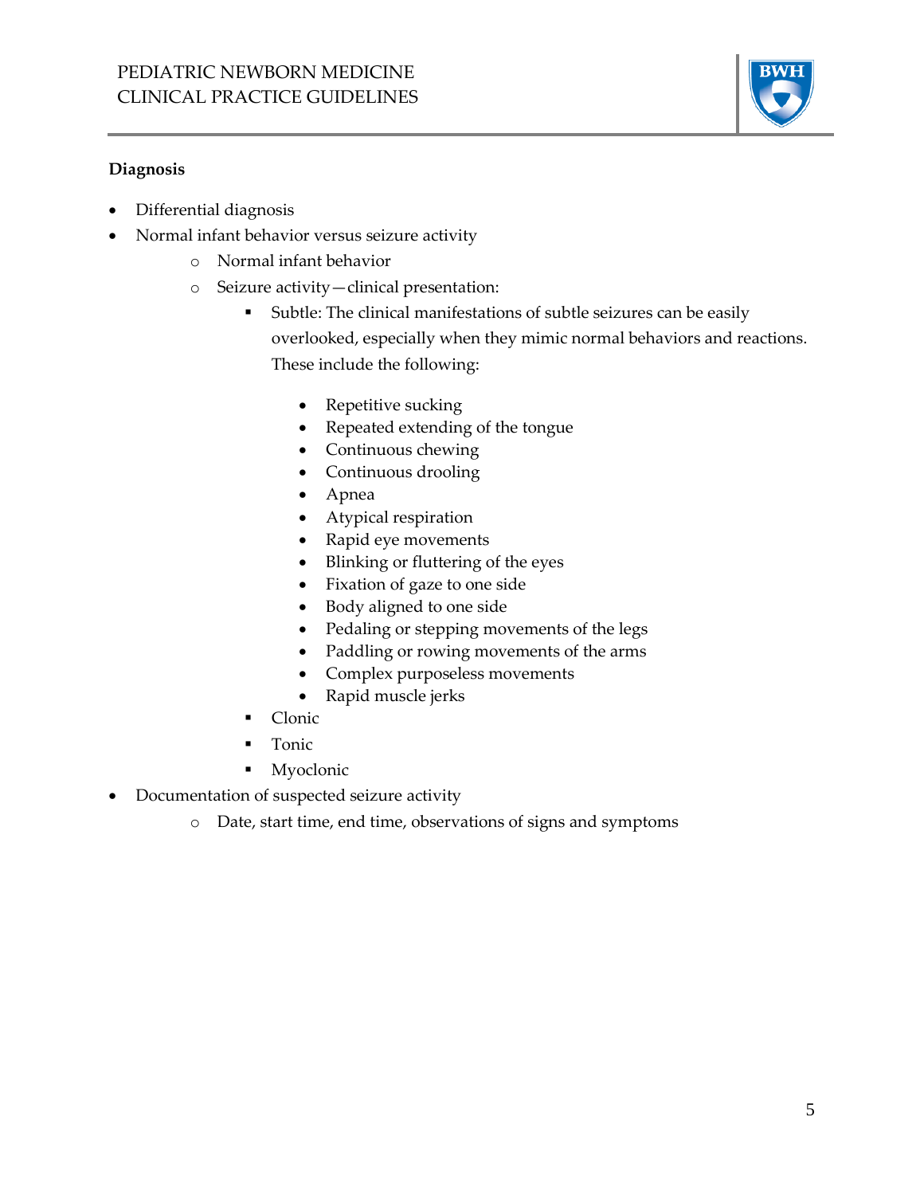**Diagnosis**

- Differential diagnosis
- Normal infant behavior versus seizure activity
    - Normal infant behavior
    - Seizure activity—clinical presentation:
        - Subtle: The clinical manifestations of subtle seizures can be easily overlooked, especially when they mimic normal behaviors and reactions. These include the following:
            - Repetitive sucking
            - Repeated extending of the tongue
            - Continuous chewing
            - Continuous drooling
            - Apnea
            - Atypical respiration
            - Rapid eye movements
            - Blinking or fluttering of the eyes
            - Fixation of gaze to one side
            - Body aligned to one side
            - Pedaling or stepping movements of the legs
            - Paddling or rowing movements of the arms
            - Complex purposeless movements
            - Rapid muscle jerks
        - Clonic
        - Tonic
        - Myoclonic
- Documentation of suspected seizure activity
    - Date, start time, end time, observations of signs and symptoms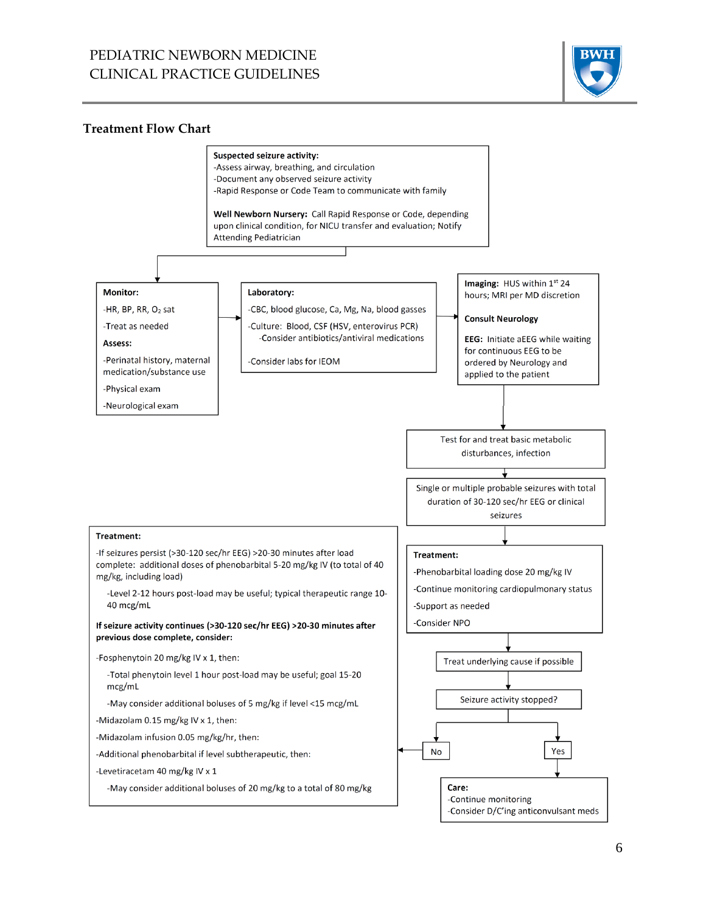## Treatment Flow Chart

**Suspected seizure activity:**
- -Assess airway, breathing, and circulation
- -Document any observed seizure activity
- -Rapid Response or Code Team to communicate with family

**Well Newborn Nursery:** Call Rapid Response or Code, depending upon clinical condition, for NICU transfer and evaluation; Notify Attending Pediatrician

↓

**Monitor:**

-HR, BP, RR, $O_2$ sat

-Treat as needed

**Assess:**

-Perinatal history, maternal medication/substance use

-Physical exam

-Neurological exam

→

**Laboratory:**

-CBC, blood glucose, Ca, Mg, Na, blood gasses

-Culture: Blood, CSF (HSV, enterovirus PCR)
 -Consider antibiotics/antiviral medications

-Consider labs for IEOM

→

**Imaging:** HUS within 1st 24 hours; MRI per MD discretion

**Consult Neurology**

**EEG:** Initiate aEEG while waiting for continuous EEG to be ordered by Neurology and applied to the patient

↓

Test for and treat basic metabolic disturbances, infection

↓

Single or multiple probable seizures with total duration of 30-120 sec/hr EEG or clinical seizures

↓

**Treatment:**

-Phenobarbital loading dose 20 mg/kg IV

-Continue monitoring cardiopulmonary status

-Support as needed

-Consider NPO

↓

Treat underlying cause if possible

↓

Seizure activity stopped?

- **No** → Treatment (below)
- **Yes** → Care (below)

**Care:**
- -Continue monitoring
- -Consider D/C'ing anticonvulsant meds

**Treatment:**

-If seizures persist (>30-120 sec/hr EEG) >20-30 minutes after load complete: additional doses of phenobarbital 5-20 mg/kg IV (to total of 40 mg/kg, including load)

 -Level 2-12 hours post-load may be useful; typical therapeutic range 10-40 mcg/mL

**If seizure activity continues (>30-120 sec/hr EEG) >20-30 minutes after previous dose complete, consider:**

-Fosphenytoin 20 mg/kg IV x 1, then:

 -Total phenytoin level 1 hour post-load may be useful; goal 15-20 mcg/mL

 -May consider additional boluses of 5 mg/kg if level <15 mcg/mL

-Midazolam 0.15 mg/kg IV x 1, then:

-Midazolam infusion 0.05 mg/kg/hr, then:

-Additional phenobarbital if level subtherapeutic, then:

-Levetiracetam 40 mg/kg IV x 1

 -May consider additional boluses of 20 mg/kg to a total of 80 mg/kg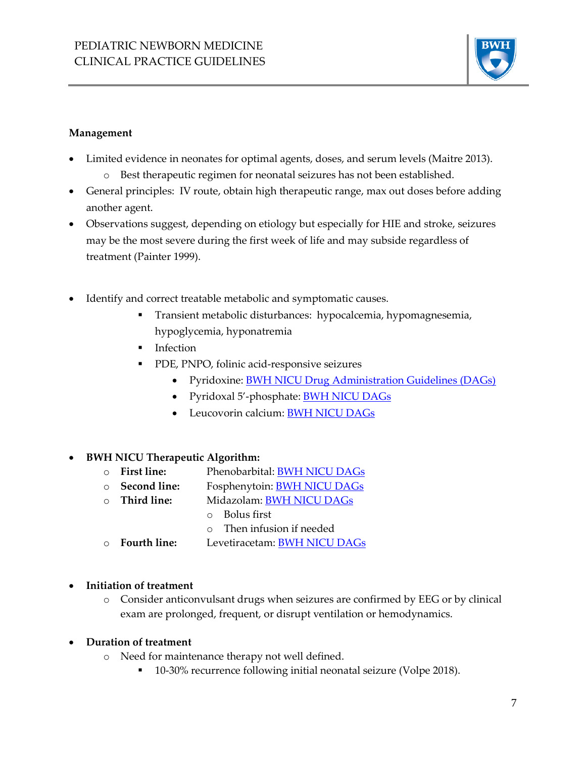**Management**

- Limited evidence in neonates for optimal agents, doses, and serum levels (Maitre 2013).
  - Best therapeutic regimen for neonatal seizures has not been established.
- General principles: IV route, obtain high therapeutic range, max out doses before adding another agent.
- Observations suggest, depending on etiology but especially for HIE and stroke, seizures may be the most severe during the first week of life and may subside regardless of treatment (Painter 1999).

- Identify and correct treatable metabolic and symptomatic causes.
  - Transient metabolic disturbances: hypocalcemia, hypomagnesemia, hypoglycemia, hyponatremia
  - Infection
  - PDE, PNPO, folinic acid-responsive seizures
    - Pyridoxine: BWH NICU Drug Administration Guidelines (DAGs)
    - Pyridoxal 5'-phosphate: BWH NICU DAGs
    - Leucovorin calcium: BWH NICU DAGs

- **BWH NICU Therapeutic Algorithm:**
  - **First line:** Phenobarbital: BWH NICU DAGs
  - **Second line:** Fosphenytoin: BWH NICU DAGs
  - **Third line:** Midazolam: BWH NICU DAGs
    - Bolus first
    - Then infusion if needed
  - **Fourth line:** Levetiracetam: BWH NICU DAGs

- **Initiation of treatment**
  - Consider anticonvulsant drugs when seizures are confirmed by EEG or by clinical exam are prolonged, frequent, or disrupt ventilation or hemodynamics.

- **Duration of treatment**
  - Need for maintenance therapy not well defined.
    - 10-30% recurrence following initial neonatal seizure (Volpe 2018).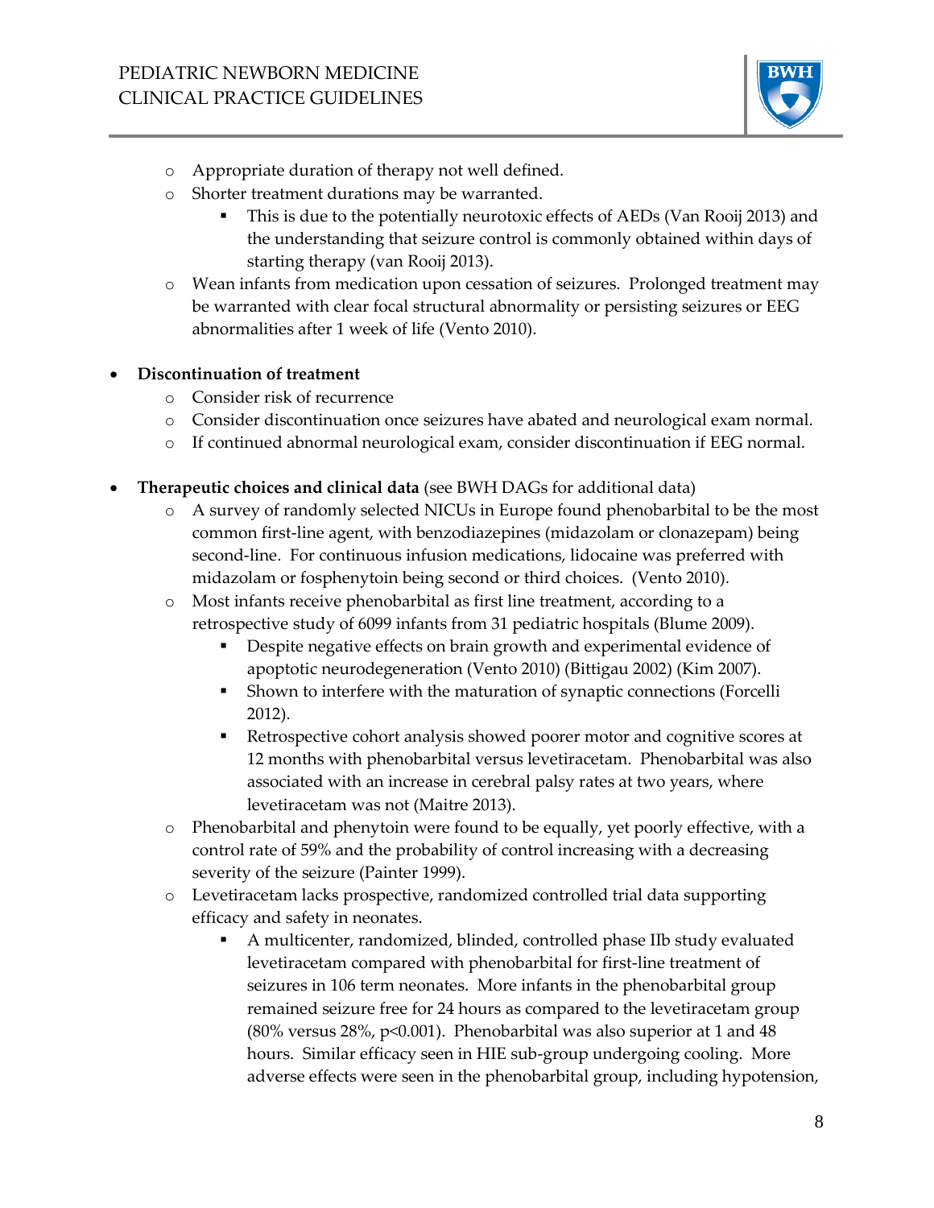- Appropriate duration of therapy not well defined.
- Shorter treatment durations may be warranted.
  - This is due to the potentially neurotoxic effects of AEDs (Van Rooij 2013) and the understanding that seizure control is commonly obtained within days of starting therapy (van Rooij 2013).
- Wean infants from medication upon cessation of seizures. Prolonged treatment may be warranted with clear focal structural abnormality or persisting seizures or EEG abnormalities after 1 week of life (Vento 2010).

- **Discontinuation of treatment**
  - Consider risk of recurrence
  - Consider discontinuation once seizures have abated and neurological exam normal.
  - If continued abnormal neurological exam, consider discontinuation if EEG normal.

- **Therapeutic choices and clinical data** (see BWH DAGs for additional data)
  - A survey of randomly selected NICUs in Europe found phenobarbital to be the most common first-line agent, with benzodiazepines (midazolam or clonazepam) being second-line. For continuous infusion medications, lidocaine was preferred with midazolam or fosphenytoin being second or third choices. (Vento 2010).
  - Most infants receive phenobarbital as first line treatment, according to a retrospective study of 6099 infants from 31 pediatric hospitals (Blume 2009).
    - Despite negative effects on brain growth and experimental evidence of apoptotic neurodegeneration (Vento 2010) (Bittigau 2002) (Kim 2007).
    - Shown to interfere with the maturation of synaptic connections (Forcelli 2012).
    - Retrospective cohort analysis showed poorer motor and cognitive scores at 12 months with phenobarbital versus levetiracetam. Phenobarbital was also associated with an increase in cerebral palsy rates at two years, where levetiracetam was not (Maitre 2013).
  - Phenobarbital and phenytoin were found to be equally, yet poorly effective, with a control rate of 59% and the probability of control increasing with a decreasing severity of the seizure (Painter 1999).
  - Levetiracetam lacks prospective, randomized controlled trial data supporting efficacy and safety in neonates.
    - A multicenter, randomized, blinded, controlled phase IIb study evaluated levetiracetam compared with phenobarbital for first-line treatment of seizures in 106 term neonates. More infants in the phenobarbital group remained seizure free for 24 hours as compared to the levetiracetam group (80% versus 28%, $p<0.001$). Phenobarbital was also superior at 1 and 48 hours. Similar efficacy seen in HIE sub-group undergoing cooling. More adverse effects were seen in the phenobarbital group, including hypotension,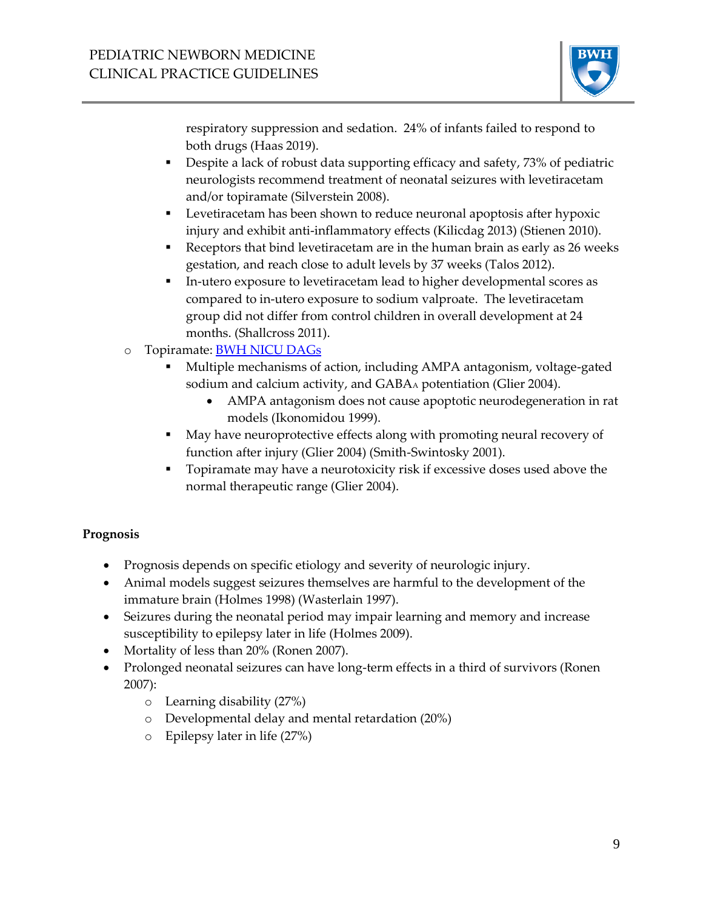respiratory suppression and sedation. 24% of infants failed to respond to both drugs (Haas 2019).
  - Despite a lack of robust data supporting efficacy and safety, 73% of pediatric neurologists recommend treatment of neonatal seizures with levetiracetam and/or topiramate (Silverstein 2008).
  - Levetiracetam has been shown to reduce neuronal apoptosis after hypoxic injury and exhibit anti-inflammatory effects (Kilicdag 2013) (Stienen 2010).
  - Receptors that bind levetiracetam are in the human brain as early as 26 weeks gestation, and reach close to adult levels by 37 weeks (Talos 2012).
  - In-utero exposure to levetiracetam lead to higher developmental scores as compared to in-utero exposure to sodium valproate. The levetiracetam group did not differ from control children in overall development at 24 months. (Shallcross 2011).
- Topiramate: [BWH NICU DAGs]()
  - Multiple mechanisms of action, including AMPA antagonism, voltage-gated sodium and calcium activity, and $GABA_A$ potentiation (Glier 2004).
    - AMPA antagonism does not cause apoptotic neurodegeneration in rat models (Ikonomidou 1999).
  - May have neuroprotective effects along with promoting neural recovery of function after injury (Glier 2004) (Smith-Swintosky 2001).
  - Topiramate may have a neurotoxicity risk if excessive doses used above the normal therapeutic range (Glier 2004).

**Prognosis**

- Prognosis depends on specific etiology and severity of neurologic injury.
- Animal models suggest seizures themselves are harmful to the development of the immature brain (Holmes 1998) (Wasterlain 1997).
- Seizures during the neonatal period may impair learning and memory and increase susceptibility to epilepsy later in life (Holmes 2009).
- Mortality of less than 20% (Ronen 2007).
- Prolonged neonatal seizures can have long-term effects in a third of survivors (Ronen 2007):
  - Learning disability (27%)
  - Developmental delay and mental retardation (20%)
  - Epilepsy later in life (27%)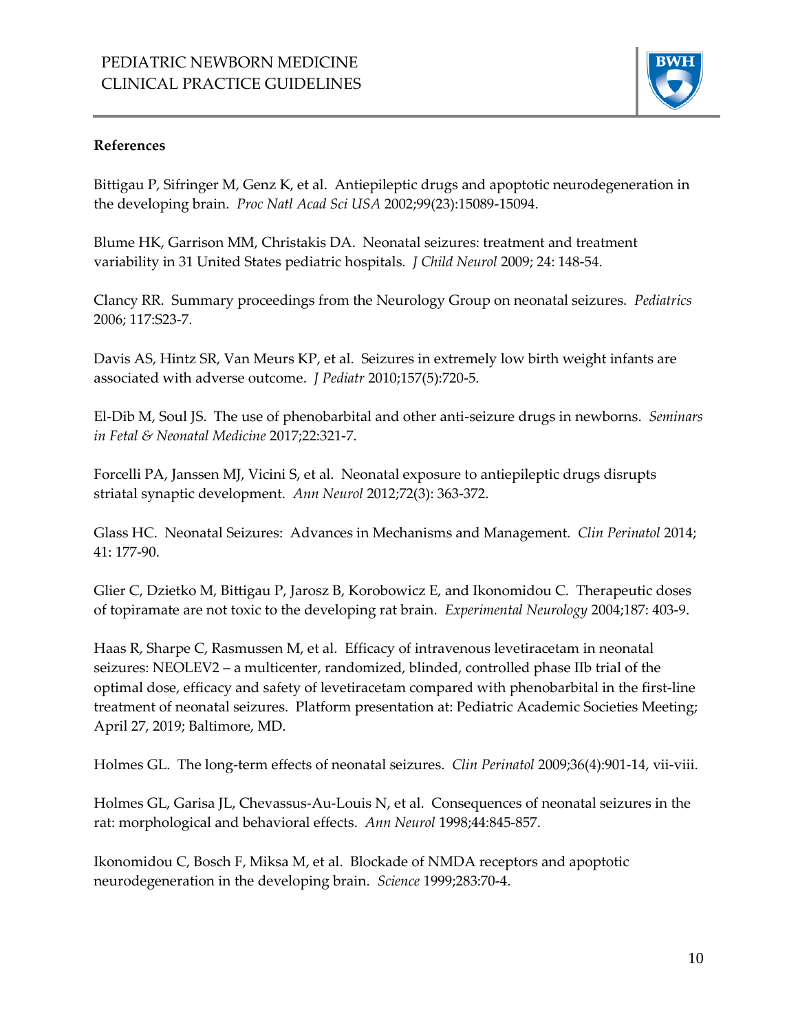**References**

Bittigau P, Sifringer M, Genz K, et al. Antiepileptic drugs and apoptotic neurodegeneration in the developing brain. *Proc Natl Acad Sci USA* 2002;99(23):15089-15094.

Blume HK, Garrison MM, Christakis DA. Neonatal seizures: treatment and treatment variability in 31 United States pediatric hospitals. *J Child Neurol* 2009; 24: 148-54.

Clancy RR. Summary proceedings from the Neurology Group on neonatal seizures. *Pediatrics* 2006; 117:S23-7.

Davis AS, Hintz SR, Van Meurs KP, et al. Seizures in extremely low birth weight infants are associated with adverse outcome. *J Pediatr* 2010;157(5):720-5.

El-Dib M, Soul JS. The use of phenobarbital and other anti-seizure drugs in newborns. *Seminars in Fetal & Neonatal Medicine* 2017;22:321-7.

Forcelli PA, Janssen MJ, Vicini S, et al. Neonatal exposure to antiepileptic drugs disrupts striatal synaptic development. *Ann Neurol* 2012;72(3): 363-372.

Glass HC. Neonatal Seizures: Advances in Mechanisms and Management. *Clin Perinatol* 2014; 41: 177-90.

Glier C, Dzietko M, Bittigau P, Jarosz B, Korobowicz E, and Ikonomidou C. Therapeutic doses of topiramate are not toxic to the developing rat brain. *Experimental Neurology* 2004;187: 403-9.

Haas R, Sharpe C, Rasmussen M, et al. Efficacy of intravenous levetiracetam in neonatal seizures: NEOLEV2 – a multicenter, randomized, blinded, controlled phase IIb trial of the optimal dose, efficacy and safety of levetiracetam compared with phenobarbital in the first-line treatment of neonatal seizures. Platform presentation at: Pediatric Academic Societies Meeting; April 27, 2019; Baltimore, MD.

Holmes GL. The long-term effects of neonatal seizures. *Clin Perinatol* 2009;36(4):901-14, vii-viii.

Holmes GL, Garisa JL, Chevassus-Au-Louis N, et al. Consequences of neonatal seizures in the rat: morphological and behavioral effects. *Ann Neurol* 1998;44:845-857.

Ikonomidou C, Bosch F, Miksa M, et al. Blockade of NMDA receptors and apoptotic neurodegeneration in the developing brain. *Science* 1999;283:70-4.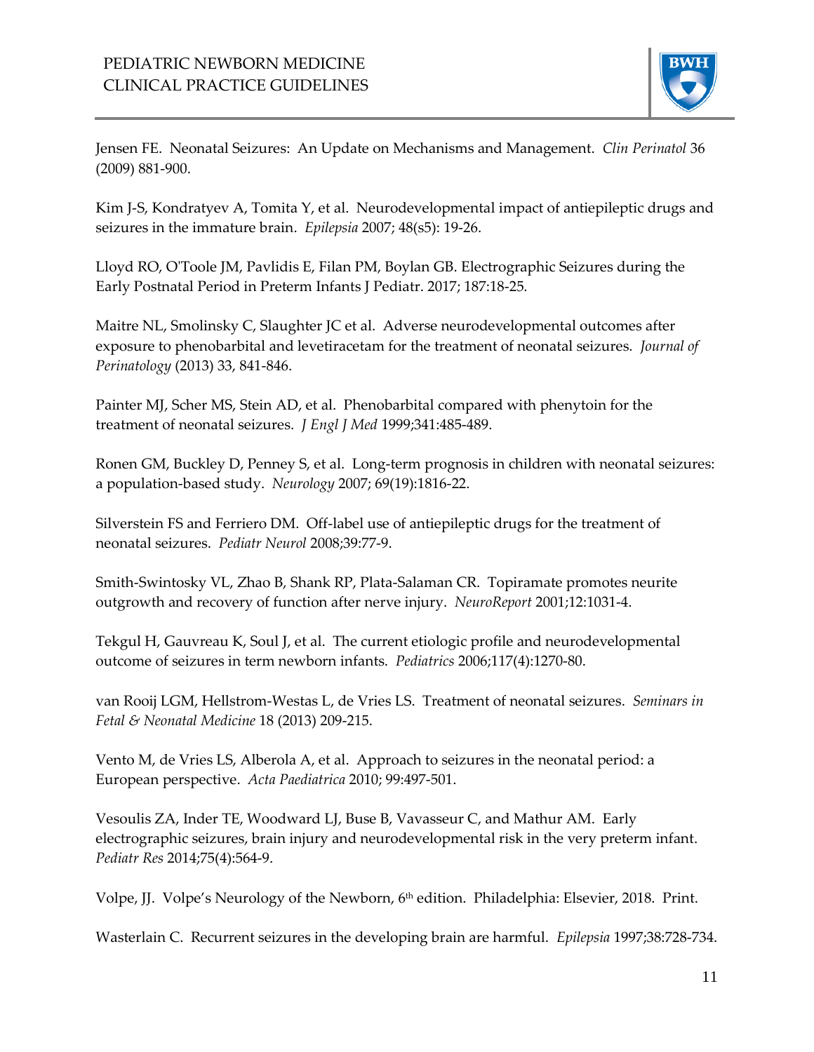Jensen FE. Neonatal Seizures: An Update on Mechanisms and Management. *Clin Perinatol* 36 (2009) 881-900.

Kim J-S, Kondratyev A, Tomita Y, et al. Neurodevelopmental impact of antiepileptic drugs and seizures in the immature brain. *Epilepsia* 2007; 48(s5): 19-26.

Lloyd RO, O'Toole JM, Pavlidis E, Filan PM, Boylan GB. Electrographic Seizures during the Early Postnatal Period in Preterm Infants J Pediatr. 2017; 187:18-25.

Maitre NL, Smolinsky C, Slaughter JC et al. Adverse neurodevelopmental outcomes after exposure to phenobarbital and levetiracetam for the treatment of neonatal seizures. *Journal of Perinatology* (2013) 33, 841-846.

Painter MJ, Scher MS, Stein AD, et al. Phenobarbital compared with phenytoin for the treatment of neonatal seizures. *J Engl J Med* 1999;341:485-489.

Ronen GM, Buckley D, Penney S, et al. Long-term prognosis in children with neonatal seizures: a population-based study. *Neurology* 2007; 69(19):1816-22.

Silverstein FS and Ferriero DM. Off-label use of antiepileptic drugs for the treatment of neonatal seizures. *Pediatr Neurol* 2008;39:77-9.

Smith-Swintosky VL, Zhao B, Shank RP, Plata-Salaman CR. Topiramate promotes neurite outgrowth and recovery of function after nerve injury. *NeuroReport* 2001;12:1031-4.

Tekgul H, Gauvreau K, Soul J, et al. The current etiologic profile and neurodevelopmental outcome of seizures in term newborn infants. *Pediatrics* 2006;117(4):1270-80.

van Rooij LGM, Hellstrom-Westas L, de Vries LS. Treatment of neonatal seizures. *Seminars in Fetal & Neonatal Medicine* 18 (2013) 209-215.

Vento M, de Vries LS, Alberola A, et al. Approach to seizures in the neonatal period: a European perspective. *Acta Paediatrica* 2010; 99:497-501.

Vesoulis ZA, Inder TE, Woodward LJ, Buse B, Vavasseur C, and Mathur AM. Early electrographic seizures, brain injury and neurodevelopmental risk in the very preterm infant. *Pediatr Res* 2014;75(4):564-9.

Volpe, JJ. Volpe's Neurology of the Newborn, 6th edition. Philadelphia: Elsevier, 2018. Print.

Wasterlain C. Recurrent seizures in the developing brain are harmful. *Epilepsia* 1997;38:728-734.